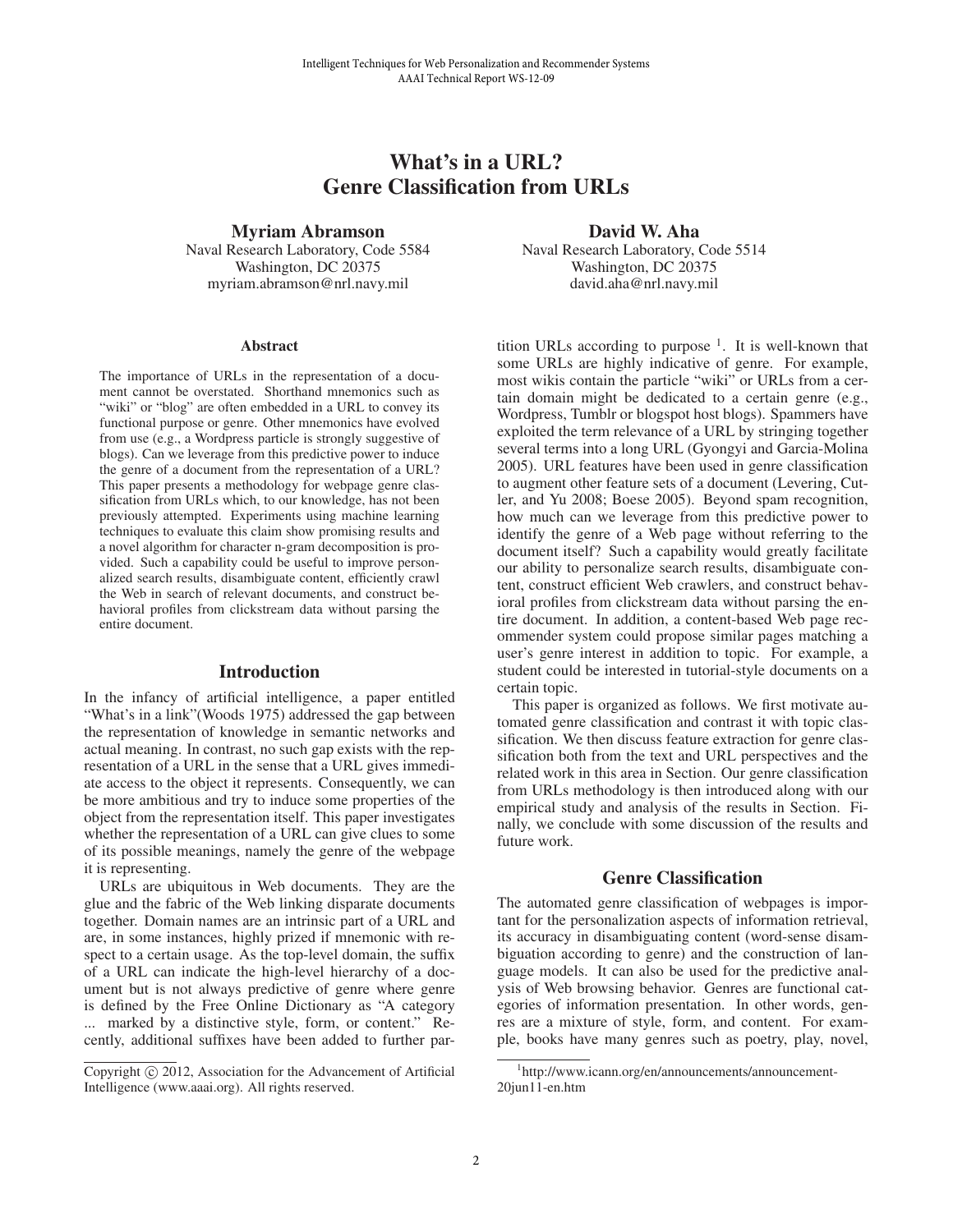Intelligent Techniques for Web Personalization and Recommender Systems
AAAI Technical Report WS-12-09

# What's in a URL? Genre Classification from URLs

**Myriam Abramson**
Naval Research Laboratory, Code 5584
Washington, DC 20375
myriam.abramson@nrl.navy.mil

**David W. Aha**
Naval Research Laboratory, Code 5514
Washington, DC 20375
david.aha@nrl.navy.mil

### Abstract

The importance of URLs in the representation of a document cannot be overstated. Shorthand mnemonics such as "wiki" or "blog" are often embedded in a URL to convey its functional purpose or genre. Other mnemonics have evolved from use (e.g., a Wordpress particle is strongly suggestive of blogs). Can we leverage from this predictive power to induce the genre of a document from the representation of a URL? This paper presents a methodology for webpage genre classification from URLs which, to our knowledge, has not been previously attempted. Experiments using machine learning techniques to evaluate this claim show promising results and a novel algorithm for character n-gram decomposition is provided. Such a capability could be useful to improve personalized search results, disambiguate content, efficiently crawl the Web in search of relevant documents, and construct behavioral profiles from clickstream data without parsing the entire document.

## Introduction

In the infancy of artificial intelligence, a paper entitled "What's in a link"(Woods 1975) addressed the gap between the representation of knowledge in semantic networks and actual meaning. In contrast, no such gap exists with the representation of a URL in the sense that a URL gives immediate access to the object it represents. Consequently, we can be more ambitious and try to induce some properties of the object from the representation itself. This paper investigates whether the representation of a URL can give clues to some of its possible meanings, namely the genre of the webpage it is representing.

URLs are ubiquitous in Web documents. They are the glue and the fabric of the Web linking disparate documents together. Domain names are an intrinsic part of a URL and are, in some instances, highly prized if mnemonic with respect to a certain usage. As the top-level domain, the suffix of a URL can indicate the high-level hierarchy of a document but is not always predictive of genre where genre is defined by the Free Online Dictionary as "A category ... marked by a distinctive style, form, or content." Recently, additional suffixes have been added to further partition URLs according to purpose [1]. It is well-known that some URLs are highly indicative of genre. For example, most wikis contain the particle "wiki" or URLs from a certain domain might be dedicated to a certain genre (e.g., Wordpress, Tumblr or blogspot host blogs). Spammers have exploited the term relevance of a URL by stringing together several terms into a long URL (Gyongyi and Garcia-Molina 2005). URL features have been used in genre classification to augment other feature sets of a document (Levering, Cutler, and Yu 2008; Boese 2005). Beyond spam recognition, how much can we leverage from this predictive power to identify the genre of a Web page without referring to the document itself? Such a capability would greatly facilitate our ability to personalize search results, disambiguate content, construct efficient Web crawlers, and construct behavioral profiles from clickstream data without parsing the entire document. In addition, a content-based Web page recommender system could propose similar pages matching a user's genre interest in addition to topic. For example, a student could be interested in tutorial-style documents on a certain topic.

This paper is organized as follows. We first motivate automated genre classification and contrast it with topic classification. We then discuss feature extraction for genre classification both from the text and URL perspectives and the related work in this area in Section. Our genre classification from URLs methodology is then introduced along with our empirical study and analysis of the results in Section. Finally, we conclude with some discussion of the results and future work.

## Genre Classification

The automated genre classification of webpages is important for the personalization aspects of information retrieval, its accuracy in disambiguating content (word-sense disambiguation according to genre) and the construction of language models. It can also be used for the predictive analysis of Web browsing behavior. Genres are functional categories of information presentation. In other words, genres are a mixture of style, form, and content. For example, books have many genres such as poetry, play, novel,

[1] http://www.icann.org/en/announcements/announcement-20jun11-en.htm

Copyright © 2012, Association for the Advancement of Artificial Intelligence (www.aaai.org). All rights reserved.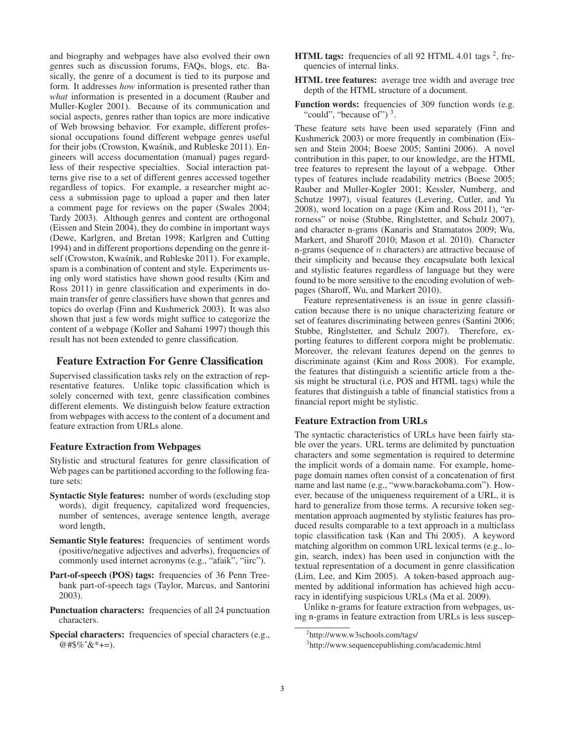and biography and webpages have also evolved their own genres such as discussion forums, FAQs, blogs, etc. Basically, the genre of a document is tied to its purpose and form. It addresses *how* information is presented rather than *what* information is presented in a document (Rauber and Muller-Kogler 2001). Because of its communication and social aspects, genres rather than topics are more indicative of Web browsing behavior. For example, different professional occupations found different webpage genres useful for their jobs (Crowston, Kwaśnik, and Rubleske 2011). Engineers will access documentation (manual) pages regardless of their respective specialties. Social interaction patterns give rise to a set of different genres accessed together regardless of topics. For example, a researcher might access a submission page to upload a paper and then later a comment page for reviews on the paper (Swales 2004; Tardy 2003). Although genres and content are orthogonal (Eissen and Stein 2004), they do combine in important ways (Dewe, Karlgren, and Bretan 1998; Karlgren and Cutting 1994) and in different proportions depending on the genre itself (Crowston, Kwaśnik, and Rubleske 2011). For example, spam is a combination of content and style. Experiments using only word statistics have shown good results (Kim and Ross 2011) in genre classification and experiments in domain transfer of genre classifiers have shown that genres and topics do overlap (Finn and Kushmerick 2003). It was also shown that just a few words might suffice to categorize the content of a webpage (Koller and Sahami 1997) though this result has not been extended to genre classification.

## Feature Extraction For Genre Classification

Supervised classification tasks rely on the extraction of representative features. Unlike topic classification which is solely concerned with text, genre classification combines different elements. We distinguish below feature extraction from webpages with access to the content of a document and feature extraction from URLs alone.

### Feature Extraction from Webpages

Stylistic and structural features for genre classification of Web pages can be partitioned according to the following feature sets:

**Syntactic Style features:** number of words (excluding stop words), digit frequency, capitalized word frequencies, number of sentences, average sentence length, average word length,

**Semantic Style features:** frequencies of sentiment words (positive/negative adjectives and adverbs), frequencies of commonly used internet acronyms (e.g., "afaik", "iirc").

**Part-of-speech (POS) tags:** frequencies of 36 Penn Treebank part-of-speech tags (Taylor, Marcus, and Santorini 2003).

**Punctuation characters:** frequencies of all 24 punctuation characters.

**Special characters:** frequencies of special characters (e.g., @#$%^&*+=).

**HTML tags:** frequencies of all 92 HTML 4.01 tags [2], frequencies of internal links.

**HTML tree features:** average tree width and average tree depth of the HTML structure of a document.

**Function words:** frequencies of 309 function words (e.g. "could", "because of") [3].

These feature sets have been used separately (Finn and Kushmerick 2003) or more frequently in combination (Eissen and Stein 2004; Boese 2005; Santini 2006). A novel contribution in this paper, to our knowledge, are the HTML tree features to represent the layout of a webpage. Other types of features include readability metrics (Boese 2005; Rauber and Muller-Kogler 2001; Kessler, Numberg, and Schutze 1997), visual features (Levering, Cutler, and Yu 2008), word location on a page (Kim and Ross 2011), "errorness" or noise (Stubbe, Ringlstetter, and Schulz 2007), and character n-grams (Kanaris and Stamatatos 2009; Wu, Markert, and Sharoff 2010; Mason et al. 2010). Character n-grams (sequence of $n$ characters) are attractive because of their simplicity and because they encapsulate both lexical and stylistic features regardless of language but they were found to be more sensitive to the encoding evolution of webpages (Sharoff, Wu, and Markert 2010).

Feature representativeness is an issue in genre classification because there is no unique characterizing feature or set of features discriminating between genres (Santini 2006; Stubbe, Ringlstetter, and Schulz 2007). Therefore, exporting features to different corpora might be problematic. Moreover, the relevant features depend on the genres to discriminate against (Kim and Ross 2008). For example, the features that distinguish a scientific article from a thesis might be structural (i.e, POS and HTML tags) while the features that distinguish a table of financial statistics from a financial report might be stylistic.

### Feature Extraction from URLs

The syntactic characteristics of URLs have been fairly stable over the years. URL terms are delimited by punctuation characters and some segmentation is required to determine the implicit words of a domain name. For example, homepage domain names often consist of a concatenation of first name and last name (e.g., "www.barackobama.com"). However, because of the uniqueness requirement of a URL, it is hard to generalize from those terms. A recursive token segmentation approach augmented by stylistic features has produced results comparable to a text approach in a multiclass topic classification task (Kan and Thi 2005). A keyword matching algorithm on common URL lexical terms (e.g., login, search, index) has been used in conjunction with the textual representation of a document in genre classification (Lim, Lee, and Kim 2005). A token-based approach augmented by additional information has achieved high accuracy in identifying suspicious URLs (Ma et al. 2009).

Unlike n-grams for feature extraction from webpages, using n-grams in feature extraction from URLs is less suscep-

[2] http://www.w3schools.com/tags/

[3] http://www.sequencepublishing.com/academic.html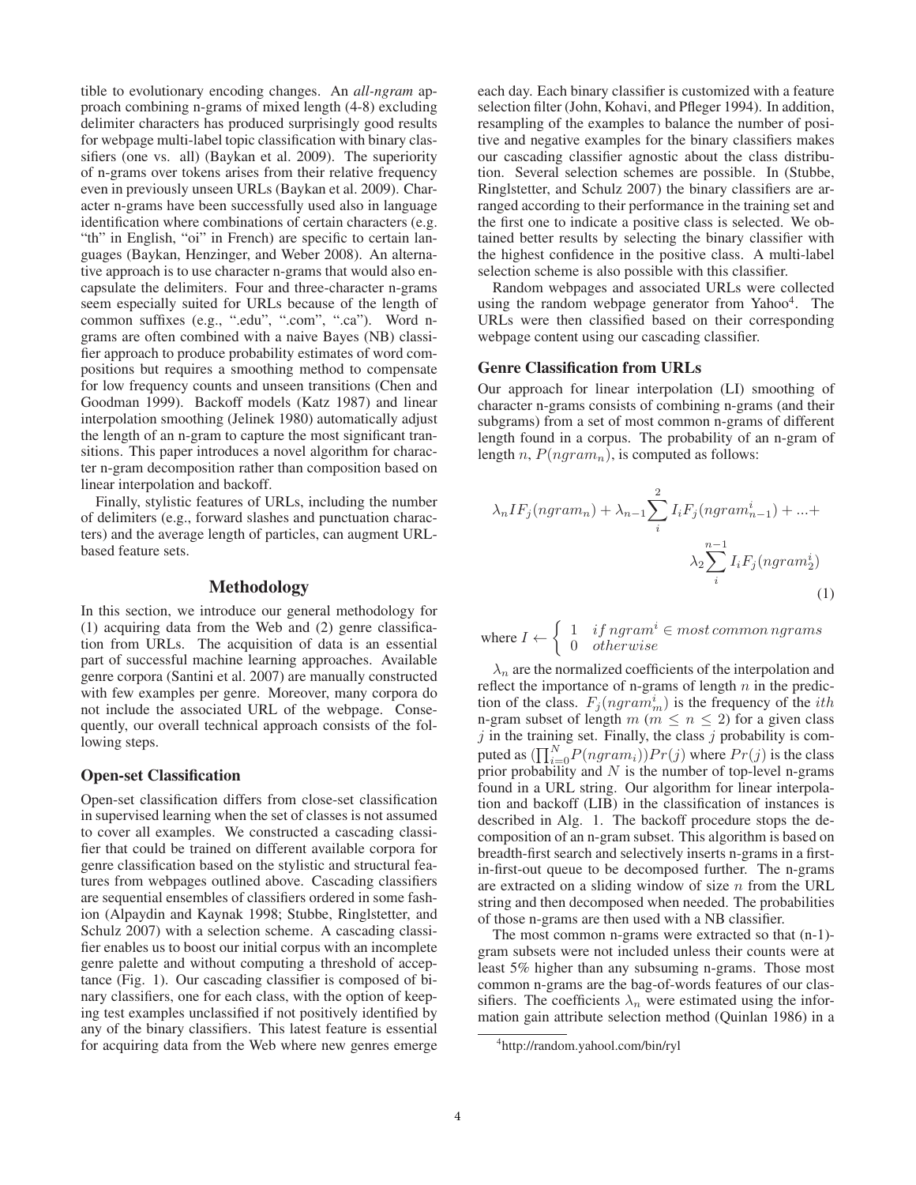tible to evolutionary encoding changes. An *all-ngram* approach combining n-grams of mixed length (4-8) excluding delimiter characters has produced surprisingly good results for webpage multi-label topic classification with binary classifiers (one vs. all) (Baykan et al. 2009). The superiority of n-grams over tokens arises from their relative frequency even in previously unseen URLs (Baykan et al. 2009). Character n-grams have been successfully used also in language identification where combinations of certain characters (e.g. "th" in English, "oi" in French) are specific to certain languages (Baykan, Henzinger, and Weber 2008). An alternative approach is to use character n-grams that would also encapsulate the delimiters. Four and three-character n-grams seem especially suited for URLs because of the length of common suffixes (e.g., ".edu", ".com", ".ca"). Word n-grams are often combined with a naive Bayes (NB) classifier approach to produce probability estimates of word compositions but requires a smoothing method to compensate for low frequency counts and unseen transitions (Chen and Goodman 1999). Backoff models (Katz 1987) and linear interpolation smoothing (Jelinek 1980) automatically adjust the length of an n-gram to capture the most significant transitions. This paper introduces a novel algorithm for character n-gram decomposition rather than composition based on linear interpolation and backoff.

Finally, stylistic features of URLs, including the number of delimiters (e.g., forward slashes and punctuation characters) and the average length of particles, can augment URL-based feature sets.

## Methodology

In this section, we introduce our general methodology for (1) acquiring data from the Web and (2) genre classification from URLs. The acquisition of data is an essential part of successful machine learning approaches. Available genre corpora (Santini et al. 2007) are manually constructed with few examples per genre. Moreover, many corpora do not include the associated URL of the webpage. Consequently, our overall technical approach consists of the following steps.

### Open-set Classification

Open-set classification differs from close-set classification in supervised learning when the set of classes is not assumed to cover all examples. We constructed a cascading classifier that could be trained on different available corpora for genre classification based on the stylistic and structural features from webpages outlined above. Cascading classifiers are sequential ensembles of classifiers ordered in some fashion (Alpaydin and Kaynak 1998; Stubbe, Ringlstetter, and Schulz 2007) with a selection scheme. A cascading classifier enables us to boost our initial corpus with an incomplete genre palette and without computing a threshold of acceptance (Fig. 1). Our cascading classifier is composed of binary classifiers, one for each class, with the option of keeping test examples unclassified if not positively identified by any of the binary classifiers. This latest feature is essential for acquiring data from the Web where new genres emerge each day. Each binary classifier is customized with a feature selection filter (John, Kohavi, and Pfleger 1994). In addition, resampling of the examples to balance the number of positive and negative examples for the binary classifiers makes our cascading classifier agnostic about the class distribution. Several selection schemes are possible. In (Stubbe, Ringlstetter, and Schulz 2007) the binary classifiers are arranged according to their performance in the training set and the first one to indicate a positive class is selected. We obtained better results by selecting the binary classifier with the highest confidence in the positive class. A multi-label selection scheme is also possible with this classifier.

Random webpages and associated URLs were collected using the random webpage generator from Yahoo[4]. The URLs were then classified based on their corresponding webpage content using our cascading classifier.

### Genre Classification from URLs

Our approach for linear interpolation (LI) smoothing of character n-grams consists of combining n-grams (and their subgrams) from a set of most common n-grams of different length found in a corpus. The probability of an n-gram of length $n$, $P(ngram_n)$, is computed as follows:

$$\lambda_n IF_j(ngram_n) + \lambda_{n-1}\sum_{i}^{2} I_i F_j(ngram_{n-1}^{i}) + ... + \lambda_2 \sum_{i}^{n-1} I_i F_j(ngram_2^i) \tag{1}$$

where $I \leftarrow \begin{cases} 1 & if\, ngram^i \in most\, common\, ngrams \\ 0 & otherwise \end{cases}$

$\lambda_n$ are the normalized coefficients of the interpolation and reflect the importance of n-grams of length $n$ in the prediction of the class. $F_j(ngram_m^i)$ is the frequency of the $ith$ n-gram subset of length $m$ ($m \leq n \leq 2$) for a given class $j$ in the training set. Finally, the class $j$ probability is computed as $(\prod_{i=0}^{N} P(ngram_i))Pr(j)$ where $Pr(j)$ is the class prior probability and $N$ is the number of top-level n-grams found in a URL string. Our algorithm for linear interpolation and backoff (LIB) in the classification of instances is described in Alg. 1. The backoff procedure stops the decomposition of an n-gram subset. This algorithm is based on breadth-first search and selectively inserts n-grams in a first-in-first-out queue to be decomposed further. The n-grams are extracted on a sliding window of size $n$ from the URL string and then decomposed when needed. The probabilities of those n-grams are then used with a NB classifier.

The most common n-grams were extracted so that (n-1)-gram subsets were not included unless their counts were at least 5% higher than any subsuming n-grams. Those most common n-grams are the bag-of-words features of our classifiers. The coefficients $\lambda_n$ were estimated using the information gain attribute selection method (Quinlan 1986) in a

[4] http://random.yahool.com/bin/ryl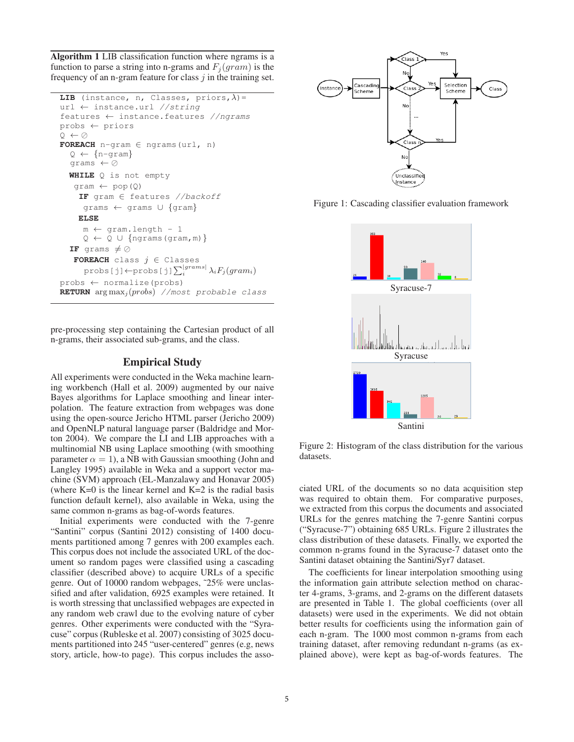**Algorithm 1** LIB classification function where ngrams is a function to parse a string into n-grams and $F_j(gram)$ is the frequency of an n-gram feature for class $j$ in the training set.

```
LIB (instance, n, Classes, priors,λ)=
url ← instance.url //string
features ← instance.features //ngrams
probs ← priors
Q ← ∅
FOREACH n-gram ∈ ngrams(url, n)
  Q ← {n-gram}
  grams ← ∅
  WHILE Q is not empty
   gram ← pop(Q)
    IF gram ∈ features //backoff
     grams ← grams ∪ {gram}
    ELSE
     m ← gram.length - 1
     Q ← Q ∪ {ngrams(gram,m)}
  IF grams ≠ ∅
   FOREACH class j ∈ Classes
     probs[j]←probs[j]∑_i^|grams| λ_i F_j(gram_i)
probs ← normalize(probs)
RETURN argmax_j(probs) //most probable class
```

pre-processing step containing the Cartesian product of all n-grams, their associated sub-grams, and the class.

## Empirical Study

All experiments were conducted in the Weka machine learning workbench (Hall et al. 2009) augmented by our naive Bayes algorithms for Laplace smoothing and linear interpolation. The feature extraction from webpages was done using the open-source Jericho HTML parser (Jericho 2009) and OpenNLP natural language parser (Baldridge and Morton 2004). We compare the LI and LIB approaches with a multinomial NB using Laplace smoothing (with smoothing parameter $\alpha = 1$), a NB with Gaussian smoothing (John and Langley 1995) available in Weka and a support vector machine (SVM) approach (EL-Manzalawy and Honavar 2005) (where K=0 is the linear kernel and K=2 is the radial basis function default kernel), also available in Weka, using the same common n-grams as bag-of-words features.

Initial experiments were conducted with the 7-genre "Santini" corpus (Santini 2012) consisting of 1400 documents partitioned among 7 genres with 200 examples each. This corpus does not include the associated URL of the document so random pages were classified using a cascading classifier (described above) to acquire URLs of a specific genre. Out of 10000 random webpages, ~25% were unclassified and after validation, 6925 examples were retained. It is worth stressing that unclassified webpages are expected in any random web crawl due to the evolving nature of cyber genres. Other experiments were conducted with the "Syracuse" corpus (Rubleske et al. 2007) consisting of 3025 documents partitioned into 245 "user-centered" genres (e.g, news story, article, how-to page). This corpus includes the associated URL of the documents so no data acquisition step was required to obtain them. For comparative purposes, we extracted from this corpus the documents and associated URLs for the genres matching the 7-genre Santini corpus ("Syracuse-7") obtaining 685 URLs. Figure 2 illustrates the class distribution of these datasets. Finally, we exported the common n-grams found in the Syracuse-7 dataset onto the Santini dataset obtaining the Santini/Syr7 dataset.

Figure 1: Cascading classifier evaluation framework

Figure 2: Histogram of the class distribution for the various datasets.

The coefficients for linear interpolation smoothing using the information gain attribute selection method on character 4-grams, 3-grams, and 2-grams on the different datasets are presented in Table 1. The global coefficients (over all datasets) were used in the experiments. We did not obtain better results for coefficients using the information gain of each n-gram. The 1000 most common n-grams from each training dataset, after removing redundant n-grams (as explained above), were kept as bag-of-words features. The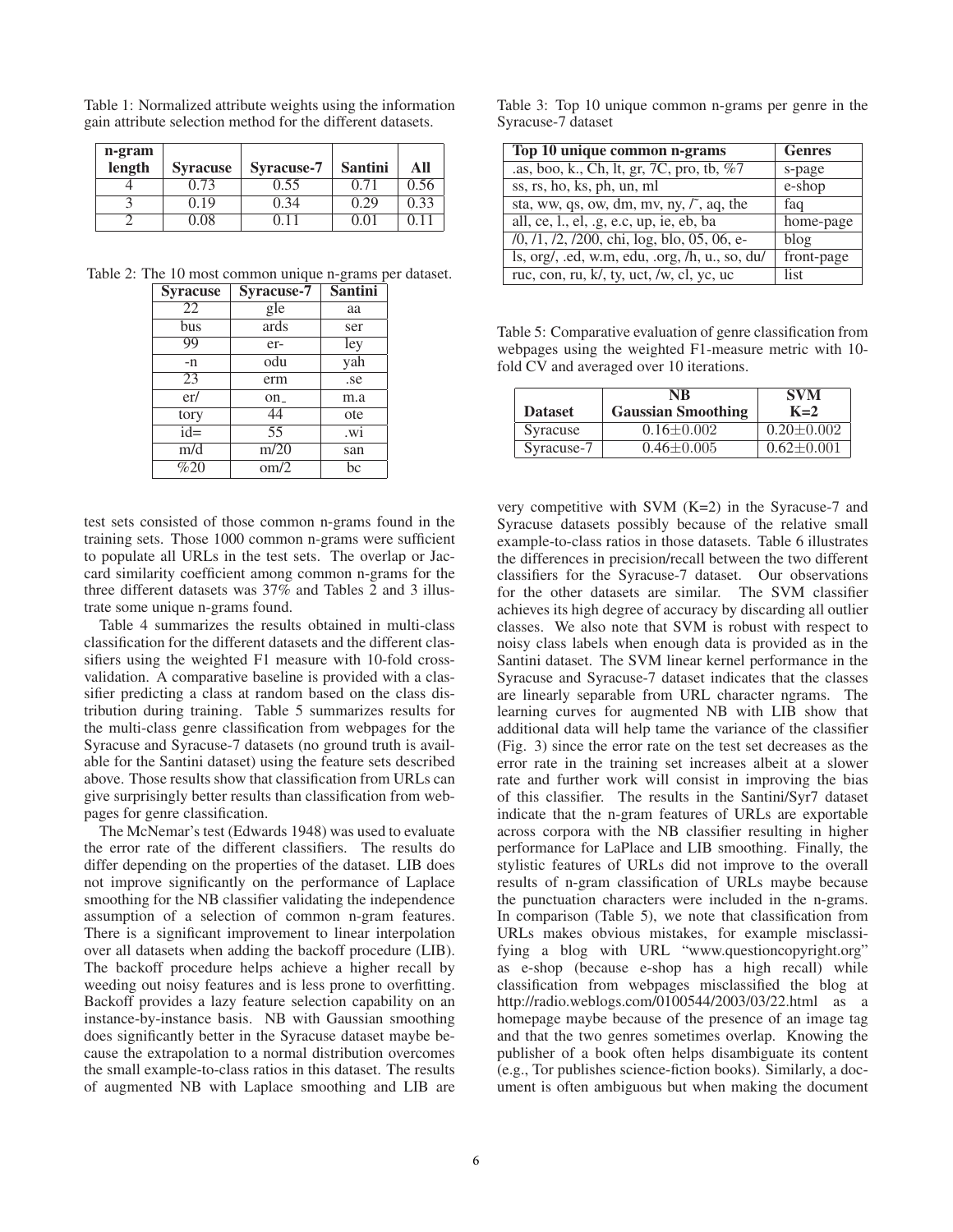Table 1: Normalized attribute weights using the information gain attribute selection method for the different datasets.

| n-gram length | Syracuse | Syracuse-7 | Santini | All |
|---|---|---|---|---|
| 4 | 0.73 | 0.55 | 0.71 | 0.56 |
| 3 | 0.19 | 0.34 | 0.29 | 0.33 |
| 2 | 0.08 | 0.11 | 0.01 | 0.11 |

Table 2: The 10 most common unique n-grams per dataset.

| Syracuse | Syracuse-7 | Santini |
|---|---|---|
| 22 | gle | aa |
| bus | ards | ser |
| 99 | er- | ley |
| -n | odu | yah |
| 23 | erm | .se |
| er/ | on_ | m.a |
| tory | 44 | ote |
| id= | 55 | .wi |
| m/d | m/20 | san |
| %20 | om/2 | bc |

test sets consisted of those common n-grams found in the training sets. Those 1000 common n-grams were sufficient to populate all URLs in the test sets. The overlap or Jaccard similarity coefficient among common n-grams for the three different datasets was 37% and Tables 2 and 3 illustrate some unique n-grams found.

Table 4 summarizes the results obtained in multi-class classification for the different datasets and the different classifiers using the weighted F1 measure with 10-fold cross-validation. A comparative baseline is provided with a classifier predicting a class at random based on the class distribution during training. Table 5 summarizes results for the multi-class genre classification from webpages for the Syracuse and Syracuse-7 datasets (no ground truth is available for the Santini dataset) using the feature sets described above. Those results show that classification from URLs can give surprisingly better results than classification from webpages for genre classification.

The McNemar's test (Edwards 1948) was used to evaluate the error rate of the different classifiers. The results do differ depending on the properties of the dataset. LIB does not improve significantly on the performance of Laplace smoothing for the NB classifier validating the independence assumption of a selection of common n-gram features. There is a significant improvement to linear interpolation over all datasets when adding the backoff procedure (LIB). The backoff procedure helps achieve a higher recall by weeding out noisy features and is less prone to overfitting. Backoff provides a lazy feature selection capability on an instance-by-instance basis. NB with Gaussian smoothing does significantly better in the Syracuse dataset maybe because the extrapolation to a normal distribution overcomes the small example-to-class ratios in this dataset. The results of augmented NB with Laplace smoothing and LIB are

Table 3: Top 10 unique common n-grams per genre in the Syracuse-7 dataset

| Top 10 unique common n-grams | Genres |
|---|---|
| .as, boo, k., Ch, lt, gr, 7C, pro, tb, %7 | s-page |
| ss, rs, ho, ks, ph, un, ml | e-shop |
| sta, ww, qs, ow, dm, mv, ny, /˜, aq, the | faq |
| all, ce, l., el, .g, e.c, up, ie, eb, ba | home-page |
| /0, /1, /2, /200, chi, log, blo, 05, 06, e- | blog |
| ls, org/, .ed, w.m, edu, .org, /h, u., so, du/ | front-page |
| ruc, con, ru, k/, ty, uct, /w, cl, yc, uc | list |

Table 5: Comparative evaluation of genre classification from webpages using the weighted F1-measure metric with 10-fold CV and averaged over 10 iterations.

| Dataset | NB Gaussian Smoothing | SVM K=2 |
|---|---|---|
| Syracuse | 0.16±0.002 | 0.20±0.002 |
| Syracuse-7 | 0.46±0.005 | 0.62±0.001 |

very competitive with SVM (K=2) in the Syracuse-7 and Syracuse datasets possibly because of the relative small example-to-class ratios in those datasets. Table 6 illustrates the differences in precision/recall between the two different classifiers for the Syracuse-7 dataset. Our observations for the other datasets are similar. The SVM classifier achieves its high degree of accuracy by discarding all outlier classes. We also note that SVM is robust with respect to noisy class labels when enough data is provided as in the Santini dataset. The SVM linear kernel performance in the Syracuse and Syracuse-7 dataset indicates that the classes are linearly separable from URL character ngrams. The learning curves for augmented NB with LIB show that additional data will help tame the variance of the classifier (Fig. 3) since the error rate on the test set decreases as the error rate in the training set increases albeit at a slower rate and further work will consist in improving the bias of this classifier. The results in the Santini/Syr7 dataset indicate that the n-gram features of URLs are exportable across corpora with the NB classifier resulting in higher performance for LaPlace and LIB smoothing. Finally, the stylistic features of URLs did not improve to the overall results of n-gram classification of URLs maybe because the punctuation characters were included in the n-grams. In comparison (Table 5), we note that classification from URLs makes obvious mistakes, for example misclassifying a blog with URL "www.questioncopyright.org" as e-shop (because e-shop has a high recall) while classification from webpages misclassified the blog at http://radio.weblogs.com/0100544/2003/03/22.html as a homepage maybe because of the presence of an image tag and that the two genres sometimes overlap. Knowing the publisher of a book often helps disambiguate its content (e.g., Tor publishes science-fiction books). Similarly, a document is often ambiguous but when making the document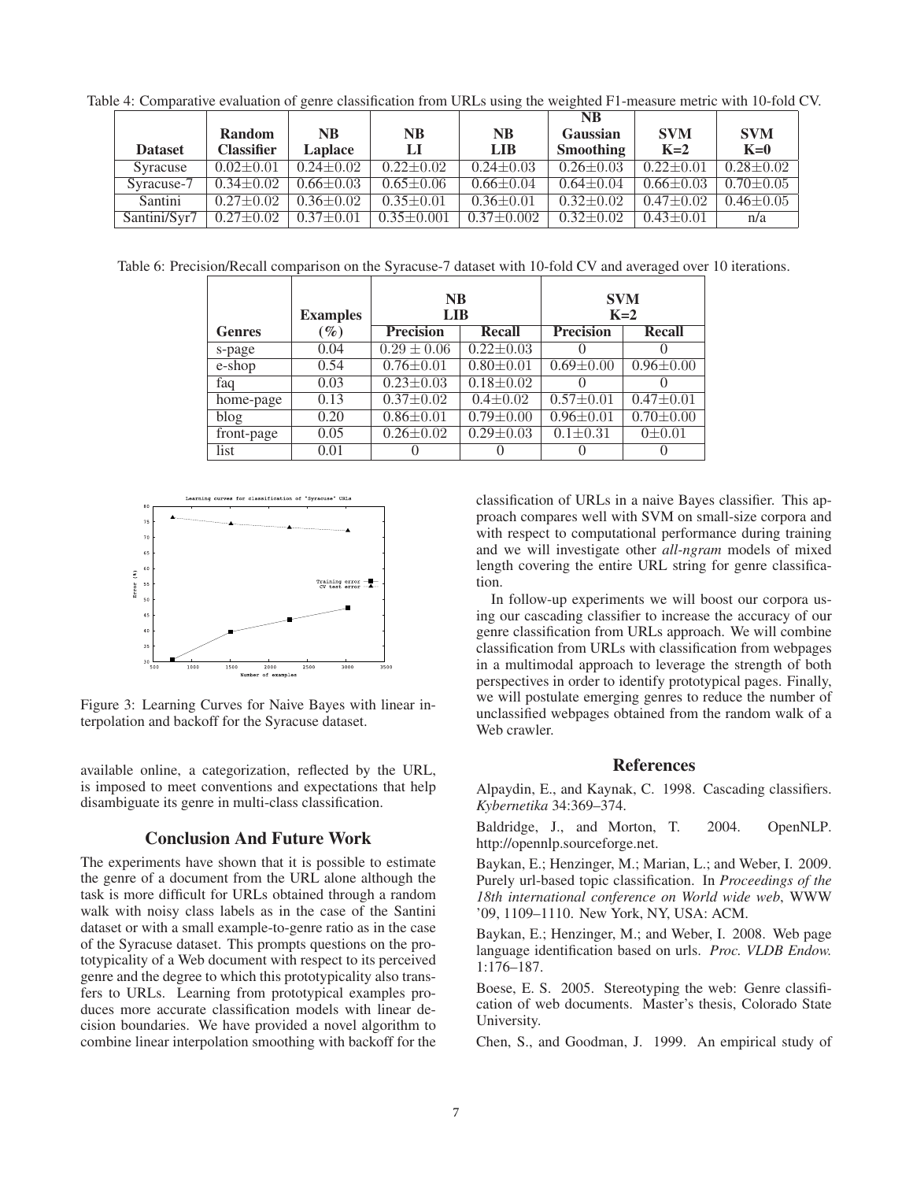Table 4: Comparative evaluation of genre classification from URLs using the weighted F1-measure metric with 10-fold CV.

| Dataset | Random Classifier | NB Laplace | NB LI | NB LIB | NB Gaussian Smoothing | SVM K=2 | SVM K=0 |
|---|---|---|---|---|---|---|---|
| Syracuse | 0.02±0.01 | 0.24±0.02 | 0.22±0.02 | 0.24±0.03 | 0.26±0.03 | 0.22±0.01 | 0.28±0.02 |
| Syracuse-7 | 0.34±0.02 | 0.66±0.03 | 0.65±0.06 | 0.66±0.04 | 0.64±0.04 | 0.66±0.03 | 0.70±0.05 |
| Santini | 0.27±0.02 | 0.36±0.02 | 0.35±0.01 | 0.36±0.01 | 0.32±0.02 | 0.47±0.02 | 0.46±0.05 |
| Santini/Syr7 | 0.27±0.02 | 0.37±0.01 | 0.35±0.001 | 0.37±0.002 | 0.32±0.02 | 0.43±0.01 | n/a |

Table 6: Precision/Recall comparison on the Syracuse-7 dataset with 10-fold CV and averaged over 10 iterations.

| Genres | Examples (%) | NB LIB | | SVM K=2 | |
|---|---|---|---|---|---|
| | | Precision | Recall | Precision | Recall |
| s-page | 0.04 | 0.29 ± 0.06 | 0.22±0.03 | 0 | 0 |
| e-shop | 0.54 | 0.76±0.01 | 0.80±0.01 | 0.69±0.00 | 0.96±0.00 |
| faq | 0.03 | 0.23±0.03 | 0.18±0.02 | 0 | 0 |
| home-page | 0.13 | 0.37±0.02 | 0.4±0.02 | 0.57±0.01 | 0.47±0.01 |
| blog | 0.20 | 0.86±0.01 | 0.79±0.00 | 0.96±0.01 | 0.70±0.00 |
| front-page | 0.05 | 0.26±0.02 | 0.29±0.03 | 0.1±0.31 | 0±0.01 |
| list | 0.01 | 0 | 0 | 0 | 0 |

Figure 3: Learning Curves for Naive Bayes with linear interpolation and backoff for the Syracuse dataset.

available online, a categorization, reflected by the URL, is imposed to meet conventions and expectations that help disambiguate its genre in multi-class classification.

## Conclusion And Future Work

The experiments have shown that it is possible to estimate the genre of a document from the URL alone although the task is more difficult for URLs obtained through a random walk with noisy class labels as in the case of the Santini dataset or with a small example-to-genre ratio as in the case of the Syracuse dataset. This prompts questions on the prototypicality of a Web document with respect to its perceived genre and the degree to which this prototypicality also transfers to URLs. Learning from prototypical examples produces more accurate classification models with linear decision boundaries. We have provided a novel algorithm to combine linear interpolation smoothing with backoff for the classification of URLs in a naive Bayes classifier. This approach compares well with SVM on small-size corpora and with respect to computational performance during training and we will investigate other *all-ngram* models of mixed length covering the entire URL string for genre classification.

In follow-up experiments we will boost our corpora using our cascading classifier to increase the accuracy of our genre classification from URLs approach. We will combine classification from URLs with classification from webpages in a multimodal approach to leverage the strength of both perspectives in order to identify prototypical pages. Finally, we will postulate emerging genres to reduce the number of unclassified webpages obtained from the random walk of a Web crawler.

## References

Alpaydin, E., and Kaynak, C. 1998. Cascading classifiers. *Kybernetika* 34:369–374.

Baldridge, J., and Morton, T. 2004. OpenNLP. http://opennlp.sourceforge.net.

Baykan, E.; Henzinger, M.; Marian, L.; and Weber, I. 2009. Purely url-based topic classification. In *Proceedings of the 18th international conference on World wide web*, WWW '09, 1109–1110. New York, NY, USA: ACM.

Baykan, E.; Henzinger, M.; and Weber, I. 2008. Web page language identification based on urls. *Proc. VLDB Endow.* 1:176–187.

Boese, E. S. 2005. Stereotyping the web: Genre classification of web documents. Master's thesis, Colorado State University.

Chen, S., and Goodman, J. 1999. An empirical study of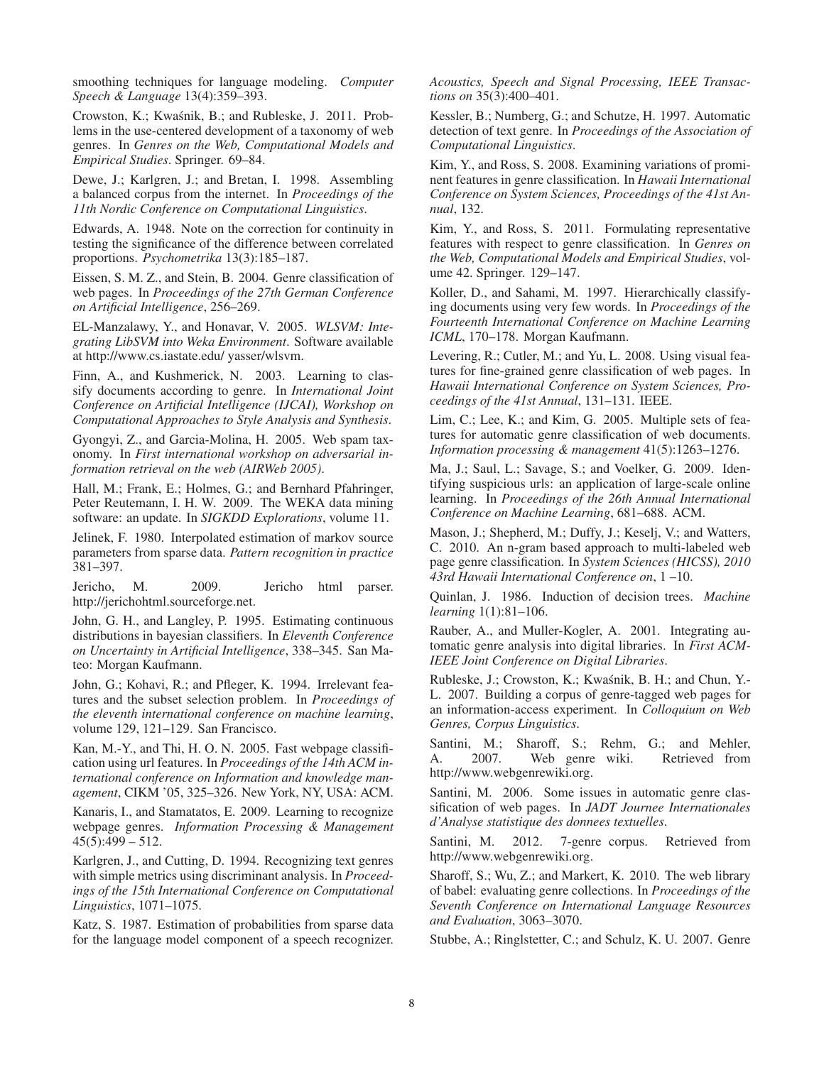smoothing techniques for language modeling. *Computer Speech & Language* 13(4):359–393.

Crowston, K.; Kwaśnik, B.; and Rubleske, J. 2011. Problems in the use-centered development of a taxonomy of web genres. In *Genres on the Web, Computational Models and Empirical Studies*. Springer. 69–84.

Dewe, J.; Karlgren, J.; and Bretan, I. 1998. Assembling a balanced corpus from the internet. In *Proceedings of the 11th Nordic Conference on Computational Linguistics*.

Edwards, A. 1948. Note on the correction for continuity in testing the significance of the difference between correlated proportions. *Psychometrika* 13(3):185–187.

Eissen, S. M. Z., and Stein, B. 2004. Genre classification of web pages. In *Proceedings of the 27th German Conference on Artificial Intelligence*, 256–269.

EL-Manzalawy, Y., and Honavar, V. 2005. *WLSVM: Integrating LibSVM into Weka Environment*. Software available at http://www.cs.iastate.edu/ yasser/wlsvm.

Finn, A., and Kushmerick, N. 2003. Learning to classify documents according to genre. In *International Joint Conference on Artificial Intelligence (IJCAI), Workshop on Computational Approaches to Style Analysis and Synthesis*.

Gyongyi, Z., and Garcia-Molina, H. 2005. Web spam taxonomy. In *First international workshop on adversarial information retrieval on the web (AIRWeb 2005)*.

Hall, M.; Frank, E.; Holmes, G.; and Bernhard Pfahringer, Peter Reutemann, I. H. W. 2009. The WEKA data mining software: an update. In *SIGKDD Explorations*, volume 11.

Jelinek, F. 1980. Interpolated estimation of markov source parameters from sparse data. *Pattern recognition in practice* 381–397.

Jericho, M. 2009. Jericho html parser. http://jerichohtml.sourceforge.net.

John, G. H., and Langley, P. 1995. Estimating continuous distributions in bayesian classifiers. In *Eleventh Conference on Uncertainty in Artificial Intelligence*, 338–345. San Mateo: Morgan Kaufmann.

John, G.; Kohavi, R.; and Pfleger, K. 1994. Irrelevant features and the subset selection problem. In *Proceedings of the eleventh international conference on machine learning*, volume 129, 121–129. San Francisco.

Kan, M.-Y., and Thi, H. O. N. 2005. Fast webpage classification using url features. In *Proceedings of the 14th ACM international conference on Information and knowledge management*, CIKM '05, 325–326. New York, NY, USA: ACM.

Kanaris, I., and Stamatatos, E. 2009. Learning to recognize webpage genres. *Information Processing & Management* 45(5):499 – 512.

Karlgren, J., and Cutting, D. 1994. Recognizing text genres with simple metrics using discriminant analysis. In *Proceedings of the 15th International Conference on Computational Linguistics*, 1071–1075.

Katz, S. 1987. Estimation of probabilities from sparse data for the language model component of a speech recognizer. *Acoustics, Speech and Signal Processing, IEEE Transactions on* 35(3):400–401.

Kessler, B.; Numberg, G.; and Schutze, H. 1997. Automatic detection of text genre. In *Proceedings of the Association of Computational Linguistics*.

Kim, Y., and Ross, S. 2008. Examining variations of prominent features in genre classification. In *Hawaii International Conference on System Sciences, Proceedings of the 41st Annual*, 132.

Kim, Y., and Ross, S. 2011. Formulating representative features with respect to genre classification. In *Genres on the Web, Computational Models and Empirical Studies*, volume 42. Springer. 129–147.

Koller, D., and Sahami, M. 1997. Hierarchically classifying documents using very few words. In *Proceedings of the Fourteenth International Conference on Machine Learning ICML*, 170–178. Morgan Kaufmann.

Levering, R.; Cutler, M.; and Yu, L. 2008. Using visual features for fine-grained genre classification of web pages. In *Hawaii International Conference on System Sciences, Proceedings of the 41st Annual*, 131–131. IEEE.

Lim, C.; Lee, K.; and Kim, G. 2005. Multiple sets of features for automatic genre classification of web documents. *Information processing & management* 41(5):1263–1276.

Ma, J.; Saul, L.; Savage, S.; and Voelker, G. 2009. Identifying suspicious urls: an application of large-scale online learning. In *Proceedings of the 26th Annual International Conference on Machine Learning*, 681–688. ACM.

Mason, J.; Shepherd, M.; Duffy, J.; Keselj, V.; and Watters, C. 2010. An n-gram based approach to multi-labeled web page genre classification. In *System Sciences (HICSS), 2010 43rd Hawaii International Conference on*, 1 –10.

Quinlan, J. 1986. Induction of decision trees. *Machine learning* 1(1):81–106.

Rauber, A., and Muller-Kogler, A. 2001. Integrating automatic genre analysis into digital libraries. In *First ACM-IEEE Joint Conference on Digital Libraries*.

Rubleske, J.; Crowston, K.; Kwaśnik, B. H.; and Chun, Y.-L. 2007. Building a corpus of genre-tagged web pages for an information-access experiment. In *Colloquium on Web Genres, Corpus Linguistics*.

Santini, M.; Sharoff, S.; Rehm, G.; and Mehler, A. 2007. Web genre wiki. Retrieved from http://www.webgenrewiki.org.

Santini, M. 2006. Some issues in automatic genre classification of web pages. In *JADT Journee Internationales d'Analyse statistique des donnees textuelles*.

Santini, M. 2012. 7-genre corpus. Retrieved from http://www.webgenrewiki.org.

Sharoff, S.; Wu, Z.; and Markert, K. 2010. The web library of babel: evaluating genre collections. In *Proceedings of the Seventh Conference on International Language Resources and Evaluation*, 3063–3070.

Stubbe, A.; Ringlstetter, C.; and Schulz, K. U. 2007. Genre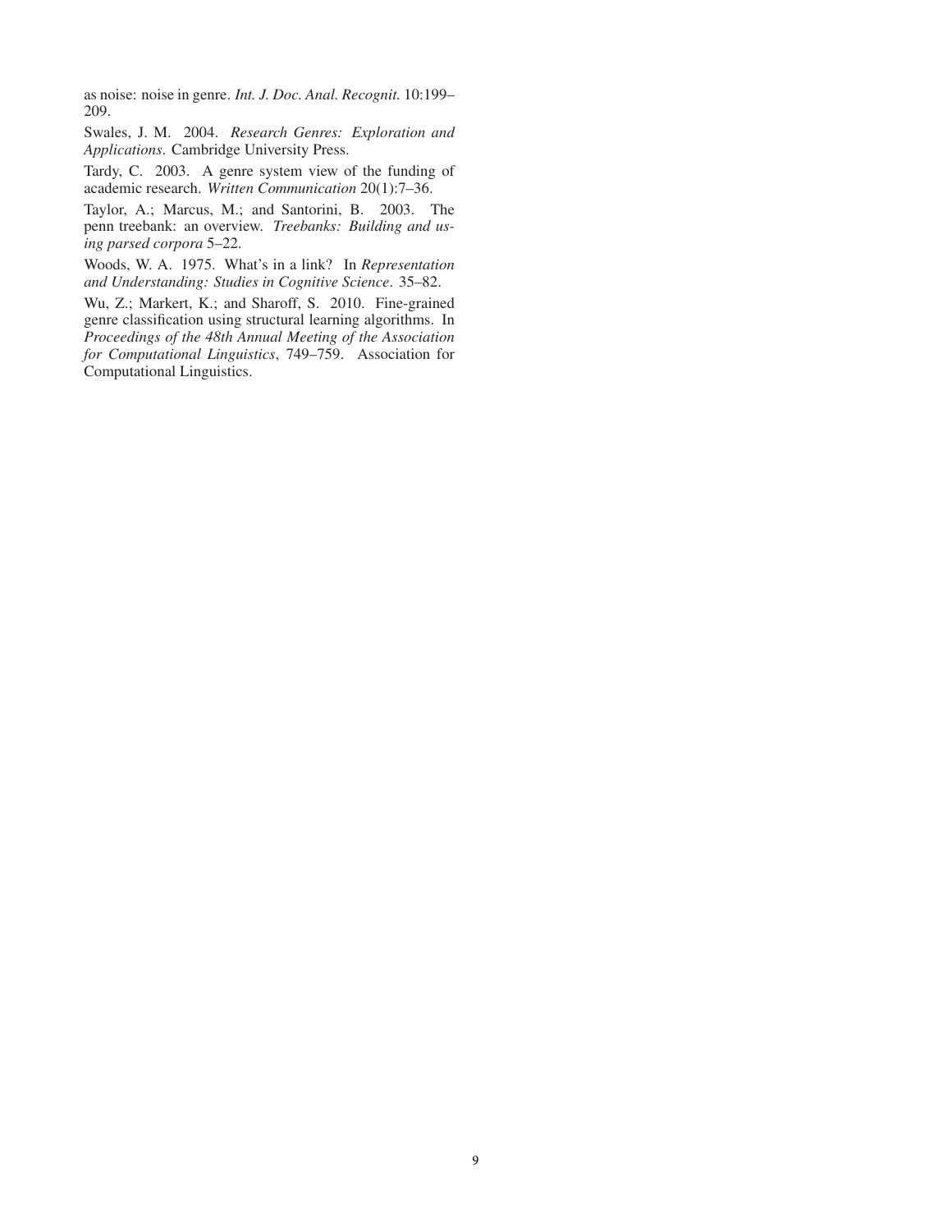as noise: noise in genre. *Int. J. Doc. Anal. Recognit.* 10:199–209.

Swales, J. M. 2004. *Research Genres: Exploration and Applications*. Cambridge University Press.

Tardy, C. 2003. A genre system view of the funding of academic research. *Written Communication* 20(1):7–36.

Taylor, A.; Marcus, M.; and Santorini, B. 2003. The penn treebank: an overview. *Treebanks: Building and using parsed corpora* 5–22.

Woods, W. A. 1975. What's in a link? In *Representation and Understanding: Studies in Cognitive Science*. 35–82.

Wu, Z.; Markert, K.; and Sharoff, S. 2010. Fine-grained genre classification using structural learning algorithms. In *Proceedings of the 48th Annual Meeting of the Association for Computational Linguistics*, 749–759. Association for Computational Linguistics.